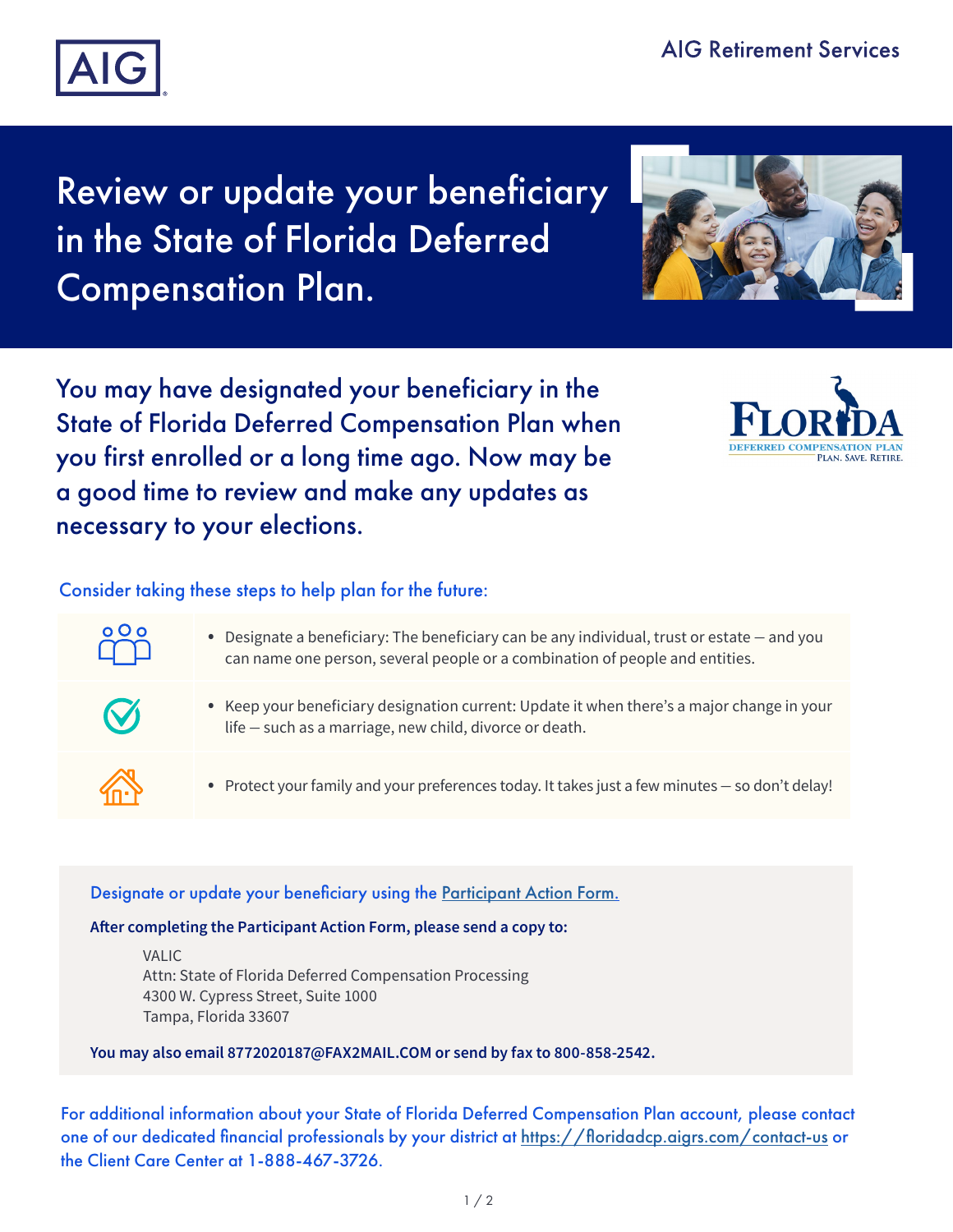AIG Retirement Services

# Review or update your beneficiary in the State of Florida Deferred Compensation Plan.

## You may have designated your beneficiary in the State of Florida Deferred Compensation Plan when you first enrolled or a long time ago. Now may be a good time to review and make any updates as necessary to your elections.

### Consider taking these steps to help plan for the future:

- Designate a beneficiary: The beneficiary can be any individual, trust or estate — and you can name one person, several people or a combination of people and entities.
- Keep your beneficiary designation current: Update it when there's a major change in your life — such as a marriage, new child, divorce or death.
- Protect your family and your preferences today. It takes just a few minutes — so don't delay!

### Designate or update your beneficiary using the [Participant Action Form.]()

**After completing the Participant Action Form, please send a copy to:**

VALIC
Attn: State of Florida Deferred Compensation Processing
4300 W. Cypress Street, Suite 1000
Tampa, Florida 33607

**You may also email 8772020187@FAX2MAIL.COM or send by fax to 800-858-2542.**

For additional information about your State of Florida Deferred Compensation Plan account, please contact one of our dedicated financial professionals by your district at [https://floridadcp.aigrs.com/contact-us](https://floridadcp.aigrs.com/contact-us) or the Client Care Center at 1-888-467-3726.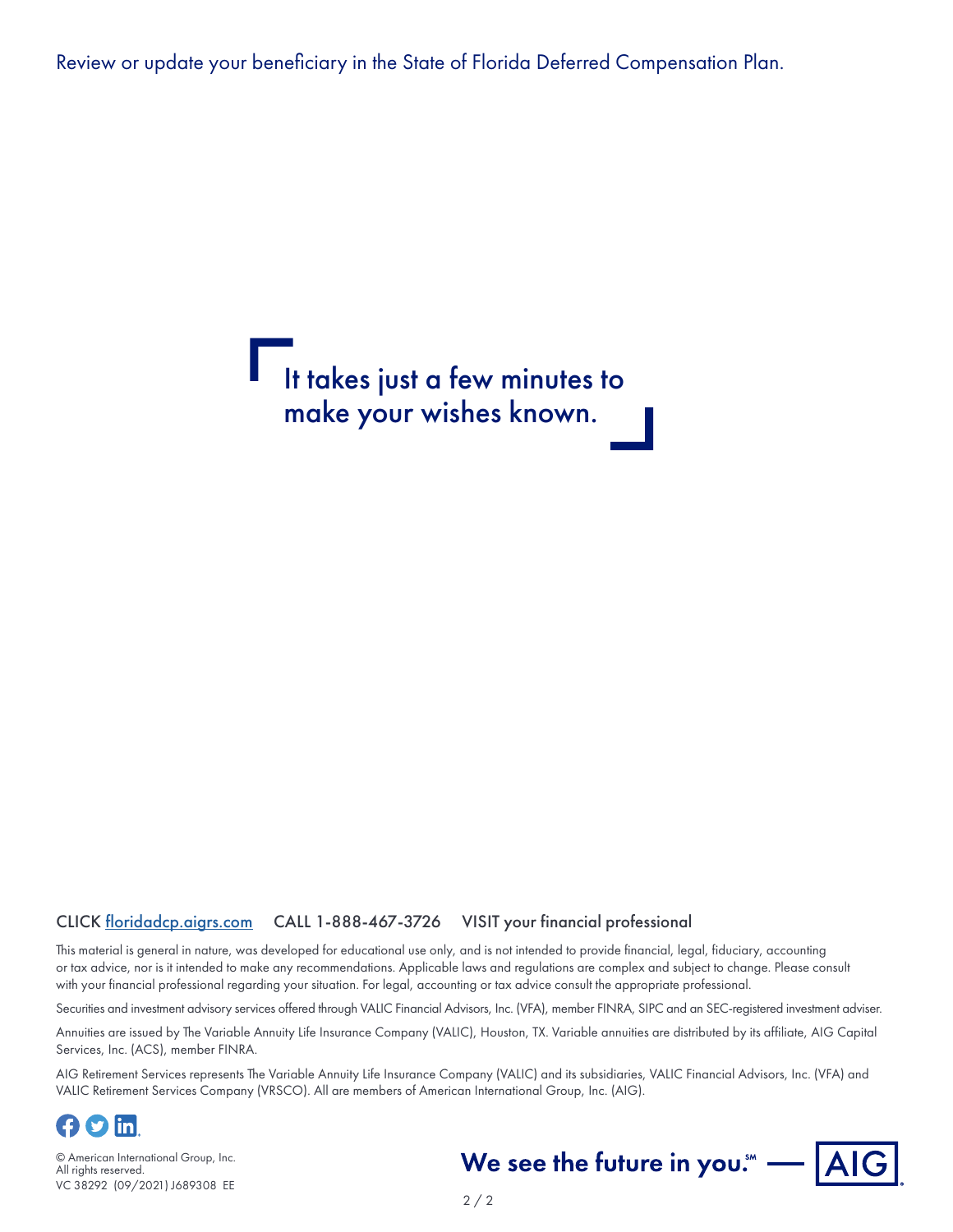Review or update your beneficiary in the State of Florida Deferred Compensation Plan.

## It takes just a few minutes to make your wishes known.

CLICK floridadcp.aigrs.com CALL 1-888-467-3726 VISIT your financial professional

This material is general in nature, was developed for educational use only, and is not intended to provide financial, legal, fiduciary, accounting or tax advice, nor is it intended to make any recommendations. Applicable laws and regulations are complex and subject to change. Please consult with your financial professional regarding your situation. For legal, accounting or tax advice consult the appropriate professional.

Securities and investment advisory services offered through VALIC Financial Advisors, Inc. (VFA), member FINRA, SIPC and an SEC-registered investment adviser.

Annuities are issued by The Variable Annuity Life Insurance Company (VALIC), Houston, TX. Variable annuities are distributed by its affiliate, AIG Capital Services, Inc. (ACS), member FINRA.

AIG Retirement Services represents The Variable Annuity Life Insurance Company (VALIC) and its subsidiaries, VALIC Financial Advisors, Inc. (VFA) and VALIC Retirement Services Company (VRSCO). All are members of American International Group, Inc. (AIG).

© American International Group, Inc.
All rights reserved.
VC 38292 (09/2021) J689308 EE

We see the future in you.℠ — AIG